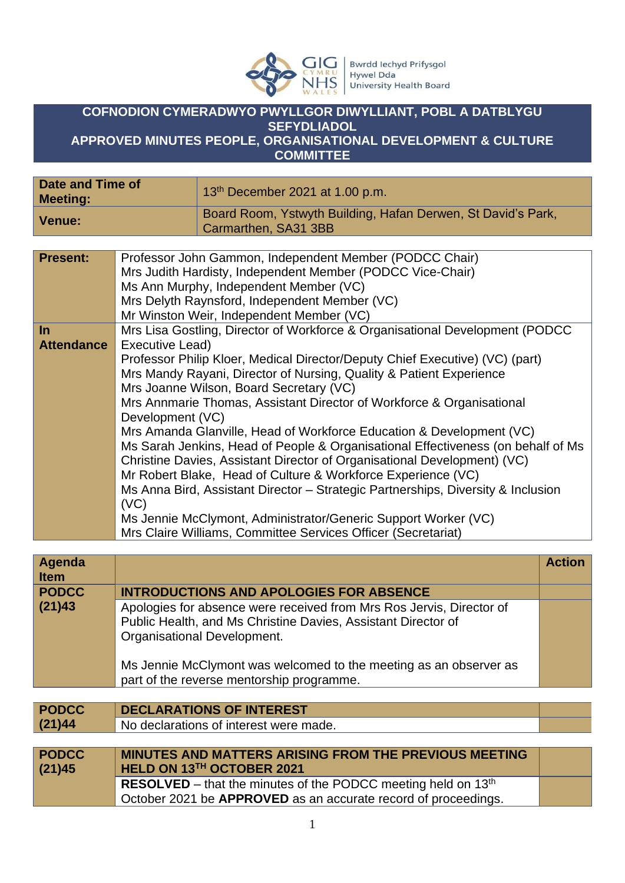# COFNODION CYMERADWYO PWYLLGOR DIWYLLIANT, POBL A DATBLYGU SEFYDLIADOL
# APPROVED MINUTES PEOPLE, ORGANISATIONAL DEVELOPMENT & CULTURE COMMITTEE

| | |
|---|---|
| **Date and Time of Meeting:** | 13th December 2021 at 1.00 p.m. |
| **Venue:** | Board Room, Ystwyth Building, Hafan Derwen, St David's Park, Carmarthen, SA31 3BB |

| | |
|---|---|
| **Present:** | Professor John Gammon, Independent Member (PODCC Chair)<br>Mrs Judith Hardisty, Independent Member (PODCC Vice-Chair)<br>Ms Ann Murphy, Independent Member (VC)<br>Mrs Delyth Raynsford, Independent Member (VC)<br>Mr Winston Weir, Independent Member (VC) |
| **In Attendance** | Mrs Lisa Gostling, Director of Workforce & Organisational Development (PODCC Executive Lead)<br>Professor Philip Kloer, Medical Director/Deputy Chief Executive) (VC) (part)<br>Mrs Mandy Rayani, Director of Nursing, Quality & Patient Experience<br>Mrs Joanne Wilson, Board Secretary (VC)<br>Mrs Annmarie Thomas, Assistant Director of Workforce & Organisational Development (VC)<br>Mrs Amanda Glanville, Head of Workforce Education & Development (VC)<br>Ms Sarah Jenkins, Head of People & Organisational Effectiveness (on behalf of Ms Christine Davies, Assistant Director of Organisational Development) (VC)<br>Mr Robert Blake, Head of Culture & Workforce Experience (VC)<br>Ms Anna Bird, Assistant Director – Strategic Partnerships, Diversity & Inclusion (VC)<br>Ms Jennie McClymont, Administrator/Generic Support Worker (VC)<br>Mrs Claire Williams, Committee Services Officer (Secretariat) |

| Agenda Item | | Action |
|---|---|---|
| **PODCC (21)43** | **INTRODUCTIONS AND APOLOGIES FOR ABSENCE** | |
| | Apologies for absence were received from Mrs Ros Jervis, Director of Public Health, and Ms Christine Davies, Assistant Director of Organisational Development.<br><br>Ms Jennie McClymont was welcomed to the meeting as an observer as part of the reverse mentorship programme. | |
| **PODCC (21)44** | **DECLARATIONS OF INTEREST** | |
| | No declarations of interest were made. | |
| **PODCC (21)45** | **MINUTES AND MATTERS ARISING FROM THE PREVIOUS MEETING HELD ON 13TH OCTOBER 2021** | |
| | **RESOLVED** – that the minutes of the PODCC meeting held on 13th October 2021 be **APPROVED** as an accurate record of proceedings. | |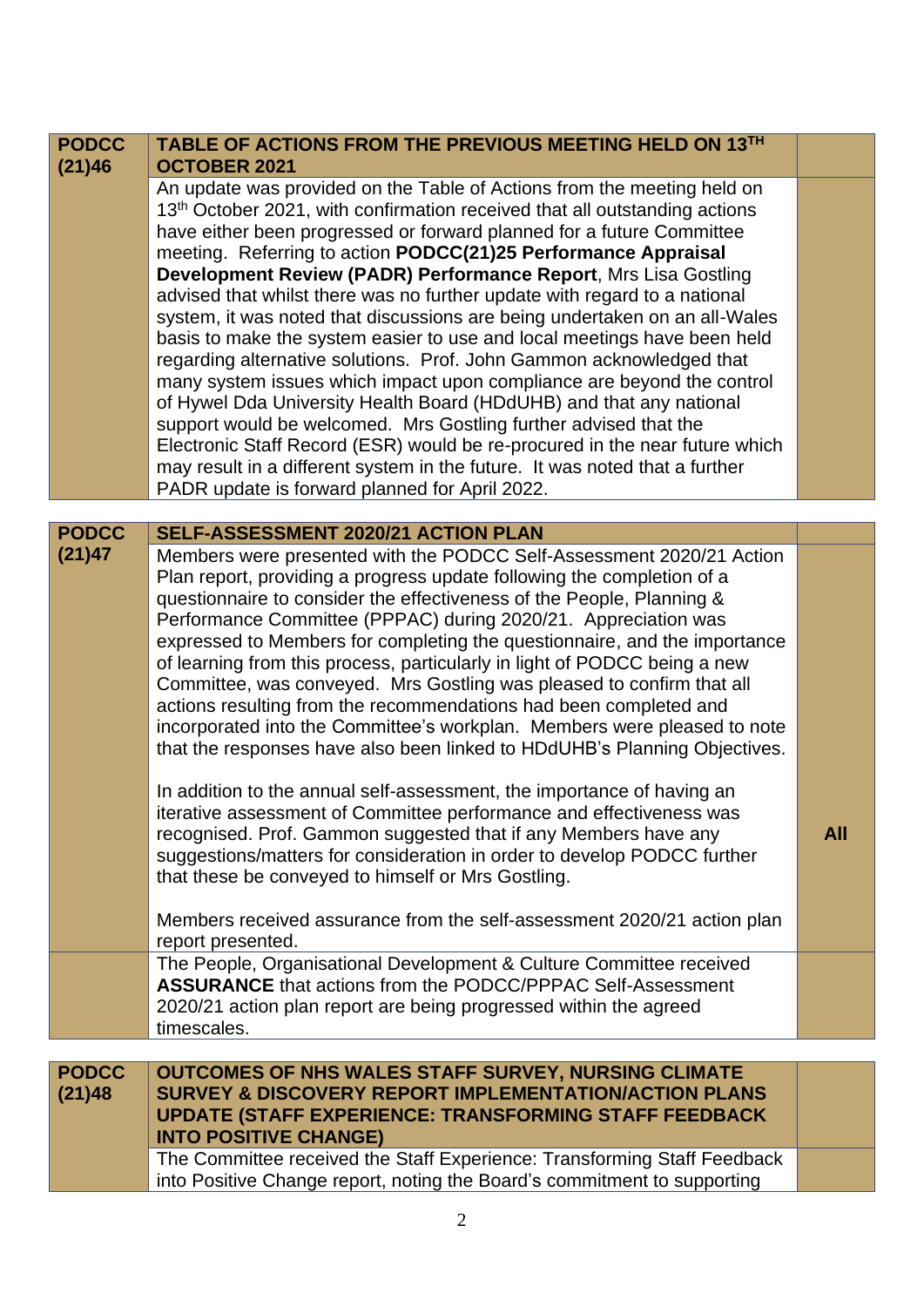| | | |
|---|---|---|
| **PODCC (21)46** | **TABLE OF ACTIONS FROM THE PREVIOUS MEETING HELD ON 13TH OCTOBER 2021** | |
| | An update was provided on the Table of Actions from the meeting held on 13th October 2021, with confirmation received that all outstanding actions have either been progressed or forward planned for a future Committee meeting. Referring to action **PODCC(21)25 Performance Appraisal Development Review (PADR) Performance Report**, Mrs Lisa Gostling advised that whilst there was no further update with regard to a national system, it was noted that discussions are being undertaken on an all-Wales basis to make the system easier to use and local meetings have been held regarding alternative solutions. Prof. John Gammon acknowledged that many system issues which impact upon compliance are beyond the control of Hywel Dda University Health Board (HDdUHB) and that any national support would be welcomed. Mrs Gostling further advised that the Electronic Staff Record (ESR) would be re-procured in the near future which may result in a different system in the future. It was noted that a further PADR update is forward planned for April 2022. | |

| | | |
|---|---|---|
| **PODCC (21)47** | **SELF-ASSESSMENT 2020/21 ACTION PLAN** | |
| | Members were presented with the PODCC Self-Assessment 2020/21 Action Plan report, providing a progress update following the completion of a questionnaire to consider the effectiveness of the People, Planning & Performance Committee (PPPAC) during 2020/21. Appreciation was expressed to Members for completing the questionnaire, and the importance of learning from this process, particularly in light of PODCC being a new Committee, was conveyed. Mrs Gostling was pleased to confirm that all actions resulting from the recommendations had been completed and incorporated into the Committee's workplan. Members were pleased to note that the responses have also been linked to HDdUHB's Planning Objectives.<br><br>In addition to the annual self-assessment, the importance of having an iterative assessment of Committee performance and effectiveness was recognised. Prof. Gammon suggested that if any Members have any suggestions/matters for consideration in order to develop PODCC further that these be conveyed to himself or Mrs Gostling.<br><br>Members received assurance from the self-assessment 2020/21 action plan report presented. | **All** |
| | The People, Organisational Development & Culture Committee received **ASSURANCE** that actions from the PODCC/PPPAC Self-Assessment 2020/21 action plan report are being progressed within the agreed timescales. | |

| | | |
|---|---|---|
| **PODCC (21)48** | **OUTCOMES OF NHS WALES STAFF SURVEY, NURSING CLIMATE SURVEY & DISCOVERY REPORT IMPLEMENTATION/ACTION PLANS UPDATE (STAFF EXPERIENCE: TRANSFORMING STAFF FEEDBACK INTO POSITIVE CHANGE)** | |
| | The Committee received the Staff Experience: Transforming Staff Feedback into Positive Change report, noting the Board's commitment to supporting | |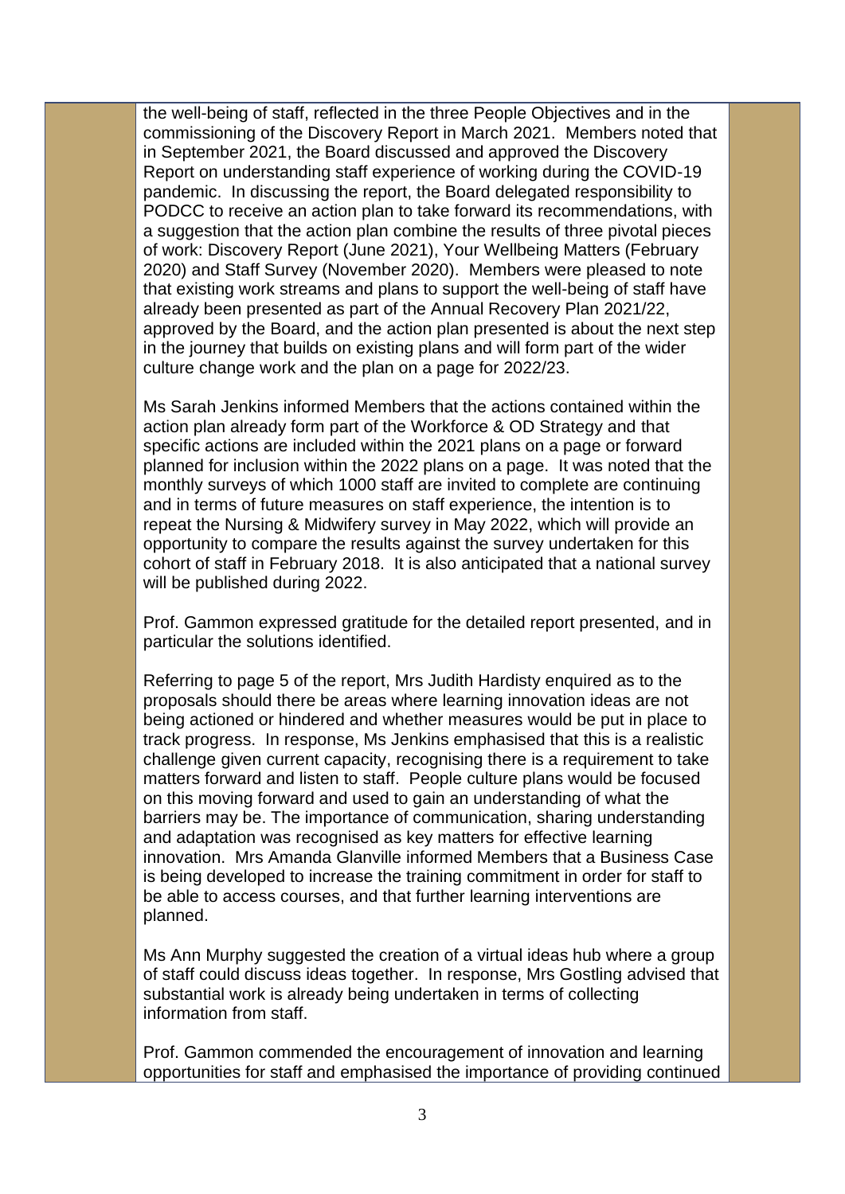the well-being of staff, reflected in the three People Objectives and in the commissioning of the Discovery Report in March 2021. Members noted that in September 2021, the Board discussed and approved the Discovery Report on understanding staff experience of working during the COVID-19 pandemic. In discussing the report, the Board delegated responsibility to PODCC to receive an action plan to take forward its recommendations, with a suggestion that the action plan combine the results of three pivotal pieces of work: Discovery Report (June 2021), Your Wellbeing Matters (February 2020) and Staff Survey (November 2020). Members were pleased to note that existing work streams and plans to support the well-being of staff have already been presented as part of the Annual Recovery Plan 2021/22, approved by the Board, and the action plan presented is about the next step in the journey that builds on existing plans and will form part of the wider culture change work and the plan on a page for 2022/23.

Ms Sarah Jenkins informed Members that the actions contained within the action plan already form part of the Workforce & OD Strategy and that specific actions are included within the 2021 plans on a page or forward planned for inclusion within the 2022 plans on a page. It was noted that the monthly surveys of which 1000 staff are invited to complete are continuing and in terms of future measures on staff experience, the intention is to repeat the Nursing & Midwifery survey in May 2022, which will provide an opportunity to compare the results against the survey undertaken for this cohort of staff in February 2018. It is also anticipated that a national survey will be published during 2022.

Prof. Gammon expressed gratitude for the detailed report presented, and in particular the solutions identified.

Referring to page 5 of the report, Mrs Judith Hardisty enquired as to the proposals should there be areas where learning innovation ideas are not being actioned or hindered and whether measures would be put in place to track progress. In response, Ms Jenkins emphasised that this is a realistic challenge given current capacity, recognising there is a requirement to take matters forward and listen to staff. People culture plans would be focused on this moving forward and used to gain an understanding of what the barriers may be. The importance of communication, sharing understanding and adaptation was recognised as key matters for effective learning innovation. Mrs Amanda Glanville informed Members that a Business Case is being developed to increase the training commitment in order for staff to be able to access courses, and that further learning interventions are planned.

Ms Ann Murphy suggested the creation of a virtual ideas hub where a group of staff could discuss ideas together. In response, Mrs Gostling advised that substantial work is already being undertaken in terms of collecting information from staff.

Prof. Gammon commended the encouragement of innovation and learning opportunities for staff and emphasised the importance of providing continued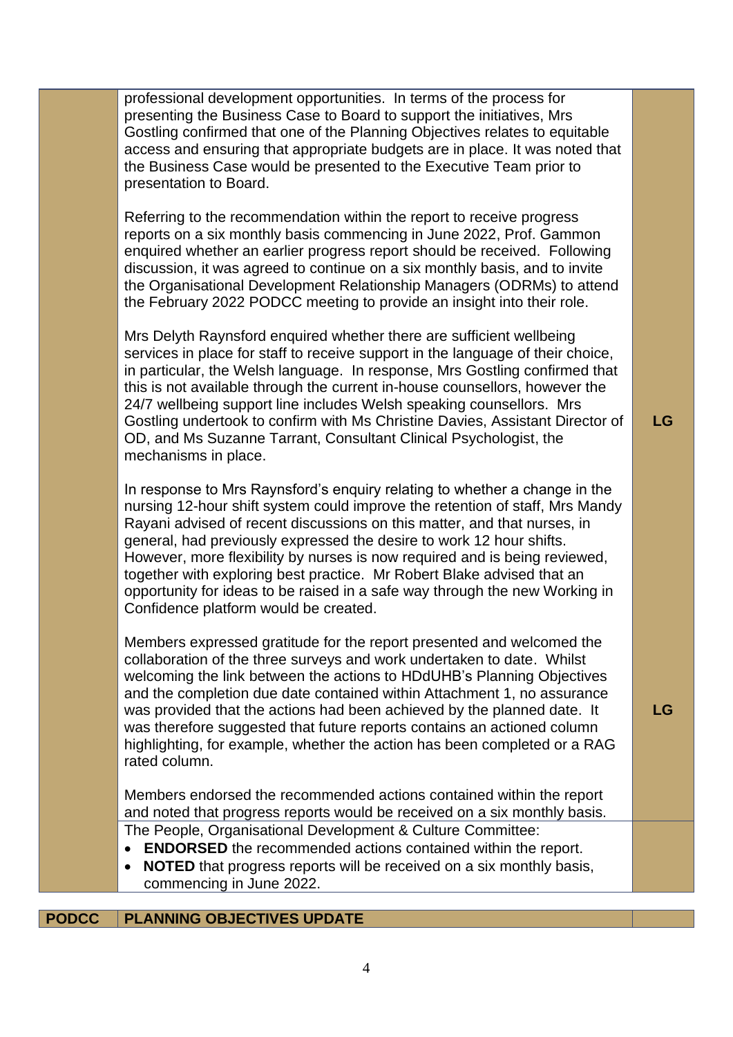| | | |
|---|---|---|
| | professional development opportunities. In terms of the process for presenting the Business Case to Board to support the initiatives, Mrs Gostling confirmed that one of the Planning Objectives relates to equitable access and ensuring that appropriate budgets are in place. It was noted that the Business Case would be presented to the Executive Team prior to presentation to Board.<br><br>Referring to the recommendation within the report to receive progress reports on a six monthly basis commencing in June 2022, Prof. Gammon enquired whether an earlier progress report should be received. Following discussion, it was agreed to continue on a six monthly basis, and to invite the Organisational Development Relationship Managers (ODRMs) to attend the February 2022 PODCC meeting to provide an insight into their role.<br><br>Mrs Delyth Raynsford enquired whether there are sufficient wellbeing services in place for staff to receive support in the language of their choice, in particular, the Welsh language. In response, Mrs Gostling confirmed that this is not available through the current in-house counsellors, however the 24/7 wellbeing support line includes Welsh speaking counsellors. Mrs Gostling undertook to confirm with Ms Christine Davies, Assistant Director of OD, and Ms Suzanne Tarrant, Consultant Clinical Psychologist, the mechanisms in place.<br><br>In response to Mrs Raynsford's enquiry relating to whether a change in the nursing 12-hour shift system could improve the retention of staff, Mrs Mandy Rayani advised of recent discussions on this matter, and that nurses, in general, had previously expressed the desire to work 12 hour shifts. However, more flexibility by nurses is now required and is being reviewed, together with exploring best practice. Mr Robert Blake advised that an opportunity for ideas to be raised in a safe way through the new Working in Confidence platform would be created.<br><br>Members expressed gratitude for the report presented and welcomed the collaboration of the three surveys and work undertaken to date. Whilst welcoming the link between the actions to HDdUHB's Planning Objectives and the completion due date contained within Attachment 1, no assurance was provided that the actions had been achieved by the planned date. It was therefore suggested that future reports contains an actioned column highlighting, for example, whether the action has been completed or a RAG rated column.<br><br>Members endorsed the recommended actions contained within the report and noted that progress reports would be received on a six monthly basis. | **LG**<br><br>**LG** |
| | The People, Organisational Development & Culture Committee:<br>• **ENDORSED** the recommended actions contained within the report.<br>• **NOTED** that progress reports will be received on a six monthly basis, commencing in June 2022. | |

| | | |
|---|---|---|
| **PODCC** | **PLANNING OBJECTIVES UPDATE** | |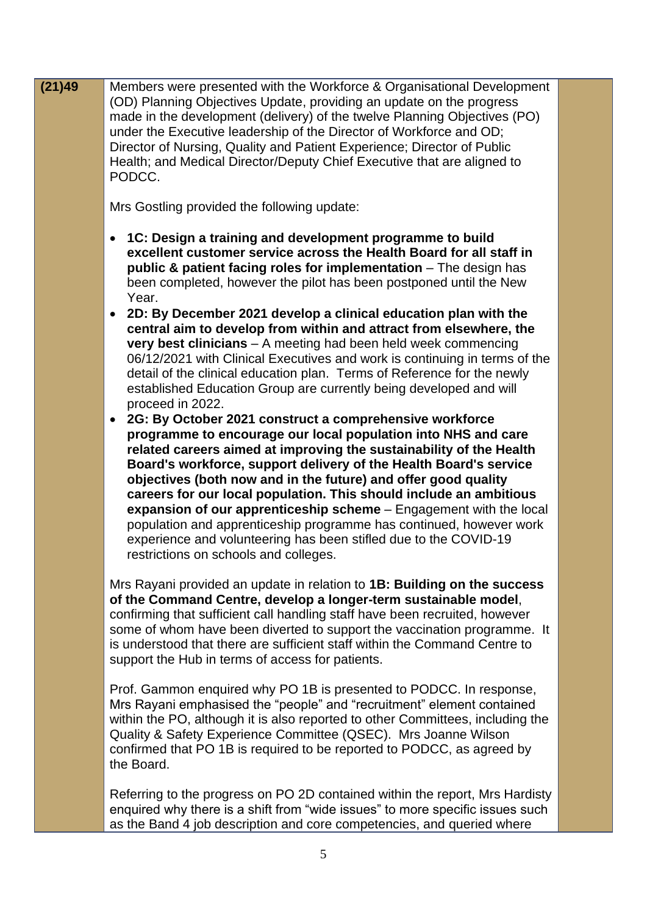| | | |
|---|---|---|
| **(21)49** | Members were presented with the Workforce & Organisational Development (OD) Planning Objectives Update, providing an update on the progress made in the development (delivery) of the twelve Planning Objectives (PO) under the Executive leadership of the Director of Workforce and OD; Director of Nursing, Quality and Patient Experience; Director of Public Health; and Medical Director/Deputy Chief Executive that are aligned to PODCC.<br><br>Mrs Gostling provided the following update:<br><br>• **1C: Design a training and development programme to build excellent customer service across the Health Board for all staff in public & patient facing roles for implementation** – The design has been completed, however the pilot has been postponed until the New Year.<br>• **2D: By December 2021 develop a clinical education plan with the central aim to develop from within and attract from elsewhere, the very best clinicians** – A meeting had been held week commencing 06/12/2021 with Clinical Executives and work is continuing in terms of the detail of the clinical education plan. Terms of Reference for the newly established Education Group are currently being developed and will proceed in 2022.<br>• **2G: By October 2021 construct a comprehensive workforce programme to encourage our local population into NHS and care related careers aimed at improving the sustainability of the Health Board's workforce, support delivery of the Health Board's service objectives (both now and in the future) and offer good quality careers for our local population. This should include an ambitious expansion of our apprenticeship scheme** – Engagement with the local population and apprenticeship programme has continued, however work experience and volunteering has been stifled due to the COVID-19 restrictions on schools and colleges.<br><br>Mrs Rayani provided an update in relation to **1B: Building on the success of the Command Centre, develop a longer-term sustainable model**, confirming that sufficient call handling staff have been recruited, however some of whom have been diverted to support the vaccination programme. It is understood that there are sufficient staff within the Command Centre to support the Hub in terms of access for patients.<br><br>Prof. Gammon enquired why PO 1B is presented to PODCC. In response, Mrs Rayani emphasised the "people" and "recruitment" element contained within the PO, although it is also reported to other Committees, including the Quality & Safety Experience Committee (QSEC). Mrs Joanne Wilson confirmed that PO 1B is required to be reported to PODCC, as agreed by the Board.<br><br>Referring to the progress on PO 2D contained within the report, Mrs Hardisty enquired why there is a shift from "wide issues" to more specific issues such as the Band 4 job description and core competencies, and queried where | |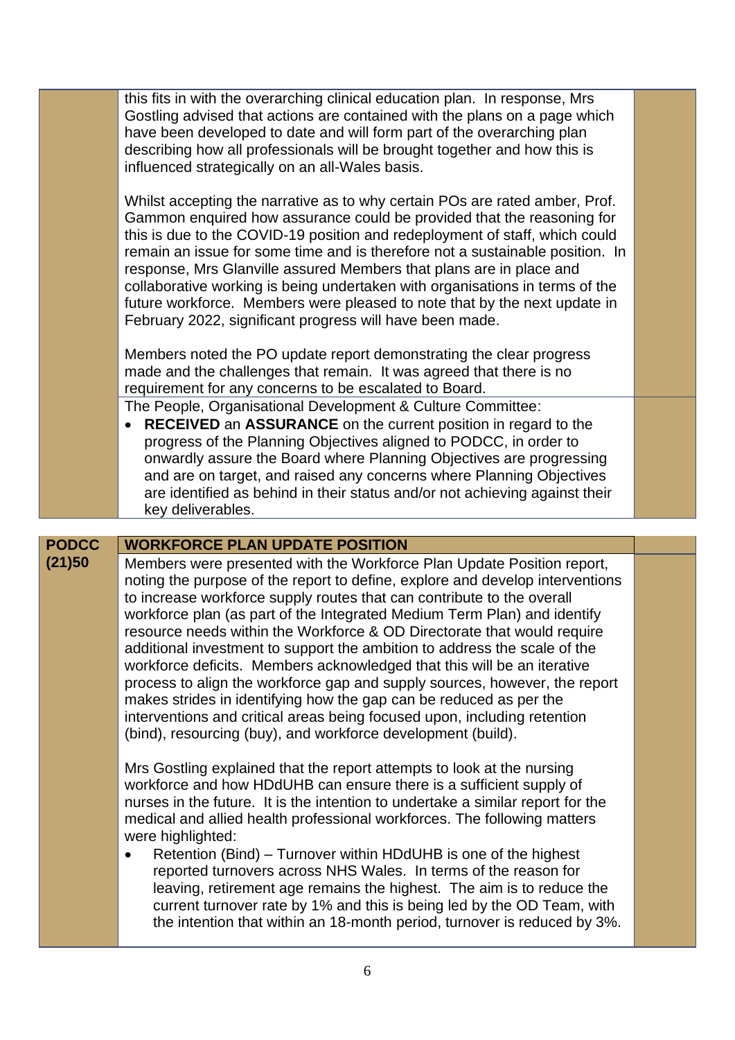this fits in with the overarching clinical education plan. In response, Mrs Gostling advised that actions are contained with the plans on a page which have been developed to date and will form part of the overarching plan describing how all professionals will be brought together and how this is influenced strategically on an all-Wales basis.

Whilst accepting the narrative as to why certain POs are rated amber, Prof. Gammon enquired how assurance could be provided that the reasoning for this is due to the COVID-19 position and redeployment of staff, which could remain an issue for some time and is therefore not a sustainable position. In response, Mrs Glanville assured Members that plans are in place and collaborative working is being undertaken with organisations in terms of the future workforce. Members were pleased to note that by the next update in February 2022, significant progress will have been made.

Members noted the PO update report demonstrating the clear progress made and the challenges that remain. It was agreed that there is no requirement for any concerns to be escalated to Board.

The People, Organisational Development & Culture Committee:

- **RECEIVED** an **ASSURANCE** on the current position in regard to the progress of the Planning Objectives aligned to PODCC, in order to onwardly assure the Board where Planning Objectives are progressing and are on target, and raised any concerns where Planning Objectives are identified as behind in their status and/or not achieving against their key deliverables.

| **PODCC (21)50** | **WORKFORCE PLAN UPDATE POSITION** | |
|---|---|---|

Members were presented with the Workforce Plan Update Position report, noting the purpose of the report to define, explore and develop interventions to increase workforce supply routes that can contribute to the overall workforce plan (as part of the Integrated Medium Term Plan) and identify resource needs within the Workforce & OD Directorate that would require additional investment to support the ambition to address the scale of the workforce deficits. Members acknowledged that this will be an iterative process to align the workforce gap and supply sources, however, the report makes strides in identifying how the gap can be reduced as per the interventions and critical areas being focused upon, including retention (bind), resourcing (buy), and workforce development (build).

Mrs Gostling explained that the report attempts to look at the nursing workforce and how HDdUHB can ensure there is a sufficient supply of nurses in the future. It is the intention to undertake a similar report for the medical and allied health professional workforces. The following matters were highlighted:

- Retention (Bind) – Turnover within HDdUHB is one of the highest reported turnovers across NHS Wales. In terms of the reason for leaving, retirement age remains the highest. The aim is to reduce the current turnover rate by 1% and this is being led by the OD Team, with the intention that within an 18-month period, turnover is reduced by 3%.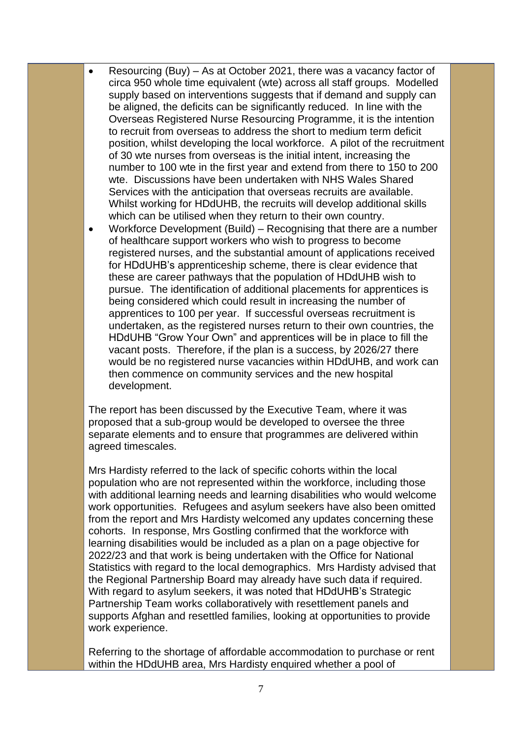- Resourcing (Buy) – As at October 2021, there was a vacancy factor of circa 950 whole time equivalent (wte) across all staff groups. Modelled supply based on interventions suggests that if demand and supply can be aligned, the deficits can be significantly reduced. In line with the Overseas Registered Nurse Resourcing Programme, it is the intention to recruit from overseas to address the short to medium term deficit position, whilst developing the local workforce. A pilot of the recruitment of 30 wte nurses from overseas is the initial intent, increasing the number to 100 wte in the first year and extend from there to 150 to 200 wte. Discussions have been undertaken with NHS Wales Shared Services with the anticipation that overseas recruits are available. Whilst working for HDdUHB, the recruits will develop additional skills which can be utilised when they return to their own country.
- Workforce Development (Build) – Recognising that there are a number of healthcare support workers who wish to progress to become registered nurses, and the substantial amount of applications received for HDdUHB's apprenticeship scheme, there is clear evidence that these are career pathways that the population of HDdUHB wish to pursue. The identification of additional placements for apprentices is being considered which could result in increasing the number of apprentices to 100 per year. If successful overseas recruitment is undertaken, as the registered nurses return to their own countries, the HDdUHB "Grow Your Own" and apprentices will be in place to fill the vacant posts. Therefore, if the plan is a success, by 2026/27 there would be no registered nurse vacancies within HDdUHB, and work can then commence on community services and the new hospital development.

The report has been discussed by the Executive Team, where it was proposed that a sub-group would be developed to oversee the three separate elements and to ensure that programmes are delivered within agreed timescales.

Mrs Hardisty referred to the lack of specific cohorts within the local population who are not represented within the workforce, including those with additional learning needs and learning disabilities who would welcome work opportunities. Refugees and asylum seekers have also been omitted from the report and Mrs Hardisty welcomed any updates concerning these cohorts. In response, Mrs Gostling confirmed that the workforce with learning disabilities would be included as a plan on a page objective for 2022/23 and that work is being undertaken with the Office for National Statistics with regard to the local demographics. Mrs Hardisty advised that the Regional Partnership Board may already have such data if required. With regard to asylum seekers, it was noted that HDdUHB's Strategic Partnership Team works collaboratively with resettlement panels and supports Afghan and resettled families, looking at opportunities to provide work experience.

Referring to the shortage of affordable accommodation to purchase or rent within the HDdUHB area, Mrs Hardisty enquired whether a pool of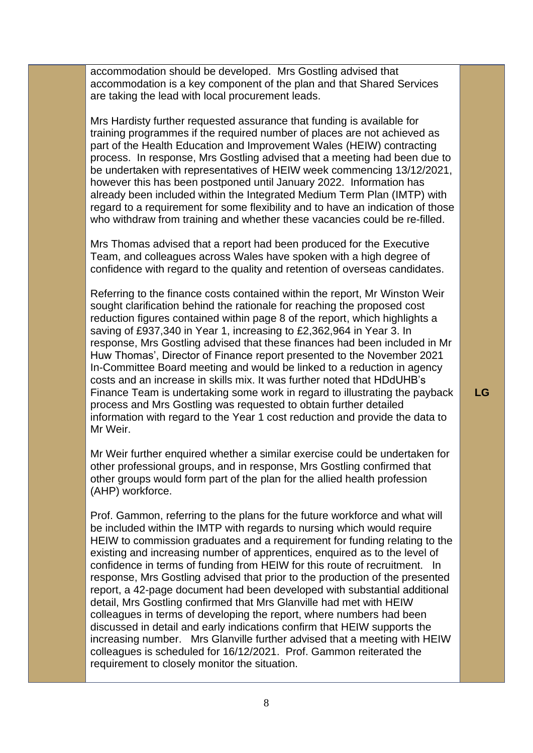| | | |
|---|---|---|
| | accommodation should be developed. Mrs Gostling advised that accommodation is a key component of the plan and that Shared Services are taking the lead with local procurement leads.<br><br>Mrs Hardisty further requested assurance that funding is available for training programmes if the required number of places are not achieved as part of the Health Education and Improvement Wales (HEIW) contracting process. In response, Mrs Gostling advised that a meeting had been due to be undertaken with representatives of HEIW week commencing 13/12/2021, however this has been postponed until January 2022. Information has already been included within the Integrated Medium Term Plan (IMTP) with regard to a requirement for some flexibility and to have an indication of those who withdraw from training and whether these vacancies could be re-filled.<br><br>Mrs Thomas advised that a report had been produced for the Executive Team, and colleagues across Wales have spoken with a high degree of confidence with regard to the quality and retention of overseas candidates.<br><br>Referring to the finance costs contained within the report, Mr Winston Weir sought clarification behind the rationale for reaching the proposed cost reduction figures contained within page 8 of the report, which highlights a saving of £937,340 in Year 1, increasing to £2,362,964 in Year 3. In response, Mrs Gostling advised that these finances had been included in Mr Huw Thomas', Director of Finance report presented to the November 2021 In-Committee Board meeting and would be linked to a reduction in agency costs and an increase in skills mix. It was further noted that HDdUHB's Finance Team is undertaking some work in regard to illustrating the payback process and Mrs Gostling was requested to obtain further detailed information with regard to the Year 1 cost reduction and provide the data to Mr Weir.<br><br>Mr Weir further enquired whether a similar exercise could be undertaken for other professional groups, and in response, Mrs Gostling confirmed that other groups would form part of the plan for the allied health profession (AHP) workforce.<br><br>Prof. Gammon, referring to the plans for the future workforce and what will be included within the IMTP with regards to nursing which would require HEIW to commission graduates and a requirement for funding relating to the existing and increasing number of apprentices, enquired as to the level of confidence in terms of funding from HEIW for this route of recruitment. In response, Mrs Gostling advised that prior to the production of the presented report, a 42-page document had been developed with substantial additional detail, Mrs Gostling confirmed that Mrs Glanville had met with HEIW colleagues in terms of developing the report, where numbers had been discussed in detail and early indications confirm that HEIW supports the increasing number. Mrs Glanville further advised that a meeting with HEIW colleagues is scheduled for 16/12/2021. Prof. Gammon reiterated the requirement to closely monitor the situation. | **LG** |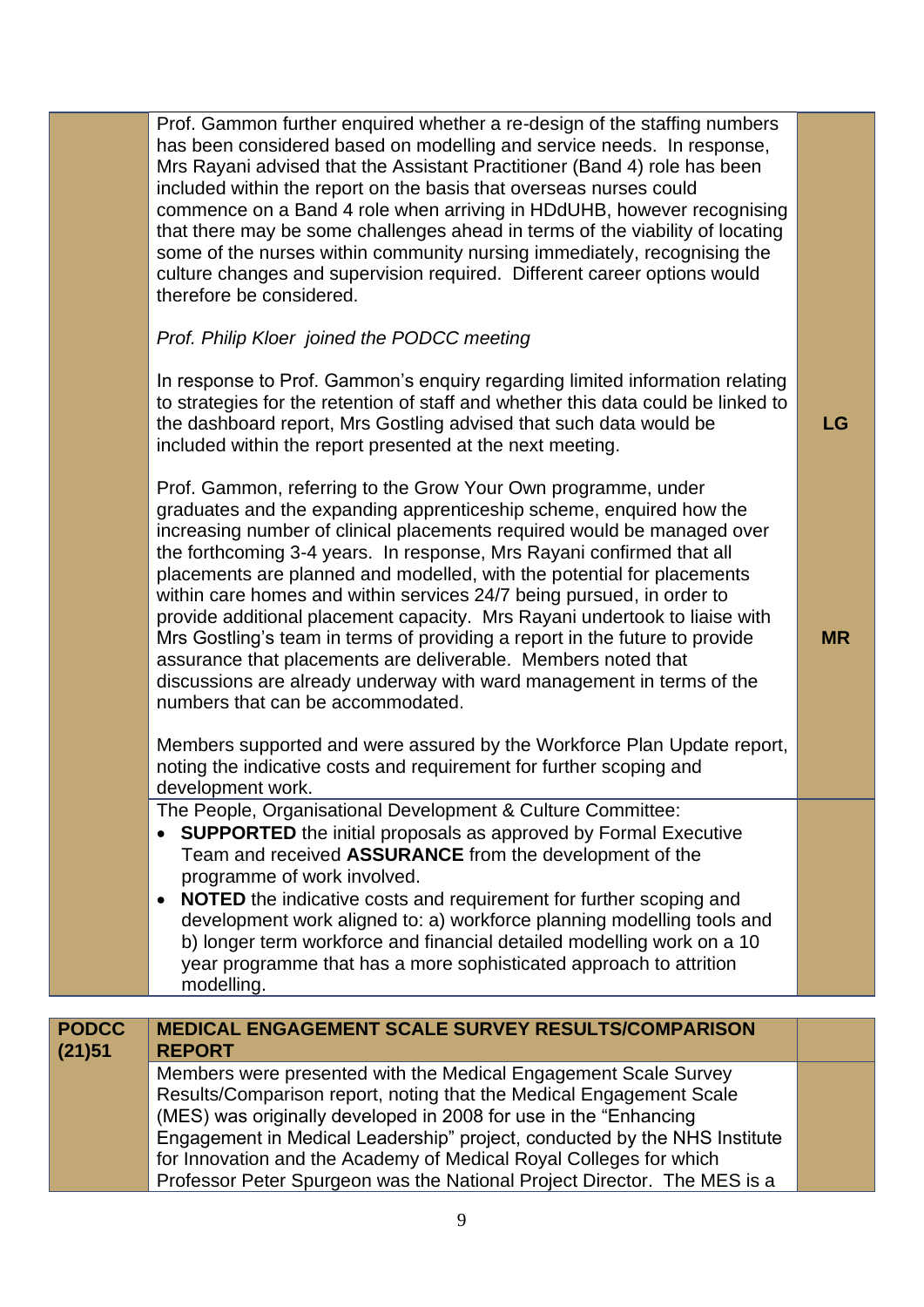| | | |
|---|---|---|
| | Prof. Gammon further enquired whether a re-design of the staffing numbers has been considered based on modelling and service needs. In response, Mrs Rayani advised that the Assistant Practitioner (Band 4) role has been included within the report on the basis that overseas nurses could commence on a Band 4 role when arriving in HDdUHB, however recognising that there may be some challenges ahead in terms of the viability of locating some of the nurses within community nursing immediately, recognising the culture changes and supervision required. Different career options would therefore be considered.<br><br>*Prof. Philip Kloer joined the PODCC meeting*<br><br>In response to Prof. Gammon's enquiry regarding limited information relating to strategies for the retention of staff and whether this data could be linked to the dashboard report, Mrs Gostling advised that such data would be included within the report presented at the next meeting.<br><br>Prof. Gammon, referring to the Grow Your Own programme, under graduates and the expanding apprenticeship scheme, enquired how the increasing number of clinical placements required would be managed over the forthcoming 3-4 years. In response, Mrs Rayani confirmed that all placements are planned and modelled, with the potential for placements within care homes and within services 24/7 being pursued, in order to provide additional placement capacity. Mrs Rayani undertook to liaise with Mrs Gostling's team in terms of providing a report in the future to provide assurance that placements are deliverable. Members noted that discussions are already underway with ward management in terms of the numbers that can be accommodated.<br><br>Members supported and were assured by the Workforce Plan Update report, noting the indicative costs and requirement for further scoping and development work. | **LG**<br><br>**MR** |
| | The People, Organisational Development & Culture Committee:<br>• **SUPPORTED** the initial proposals as approved by Formal Executive Team and received **ASSURANCE** from the development of the programme of work involved.<br>• **NOTED** the indicative costs and requirement for further scoping and development work aligned to: a) workforce planning modelling tools and b) longer term workforce and financial detailed modelling work on a 10 year programme that has a more sophisticated approach to attrition modelling. | |

| | | |
|---|---|---|
| **PODCC (21)51** | **MEDICAL ENGAGEMENT SCALE SURVEY RESULTS/COMPARISON REPORT** | |
| | Members were presented with the Medical Engagement Scale Survey Results/Comparison report, noting that the Medical Engagement Scale (MES) was originally developed in 2008 for use in the "Enhancing Engagement in Medical Leadership" project, conducted by the NHS Institute for Innovation and the Academy of Medical Royal Colleges for which Professor Peter Spurgeon was the National Project Director. The MES is a | |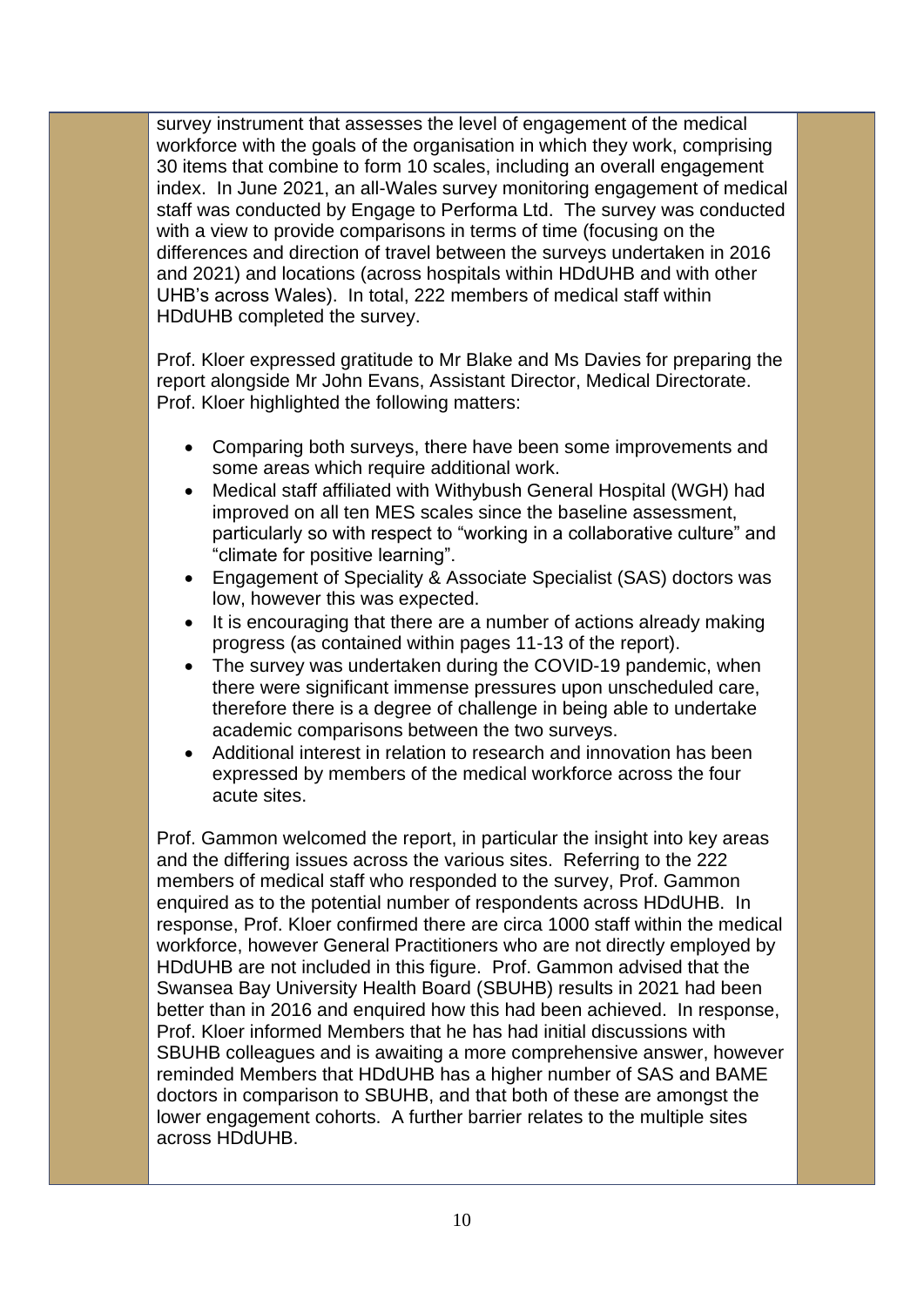survey instrument that assesses the level of engagement of the medical workforce with the goals of the organisation in which they work, comprising 30 items that combine to form 10 scales, including an overall engagement index. In June 2021, an all-Wales survey monitoring engagement of medical staff was conducted by Engage to Performa Ltd. The survey was conducted with a view to provide comparisons in terms of time (focusing on the differences and direction of travel between the surveys undertaken in 2016 and 2021) and locations (across hospitals within HDdUHB and with other UHB's across Wales). In total, 222 members of medical staff within HDdUHB completed the survey.

Prof. Kloer expressed gratitude to Mr Blake and Ms Davies for preparing the report alongside Mr John Evans, Assistant Director, Medical Directorate. Prof. Kloer highlighted the following matters:

- Comparing both surveys, there have been some improvements and some areas which require additional work.
- Medical staff affiliated with Withybush General Hospital (WGH) had improved on all ten MES scales since the baseline assessment, particularly so with respect to "working in a collaborative culture" and "climate for positive learning".
- Engagement of Speciality & Associate Specialist (SAS) doctors was low, however this was expected.
- It is encouraging that there are a number of actions already making progress (as contained within pages 11-13 of the report).
- The survey was undertaken during the COVID-19 pandemic, when there were significant immense pressures upon unscheduled care, therefore there is a degree of challenge in being able to undertake academic comparisons between the two surveys.
- Additional interest in relation to research and innovation has been expressed by members of the medical workforce across the four acute sites.

Prof. Gammon welcomed the report, in particular the insight into key areas and the differing issues across the various sites. Referring to the 222 members of medical staff who responded to the survey, Prof. Gammon enquired as to the potential number of respondents across HDdUHB. In response, Prof. Kloer confirmed there are circa 1000 staff within the medical workforce, however General Practitioners who are not directly employed by HDdUHB are not included in this figure. Prof. Gammon advised that the Swansea Bay University Health Board (SBUHB) results in 2021 had been better than in 2016 and enquired how this had been achieved. In response, Prof. Kloer informed Members that he has had initial discussions with SBUHB colleagues and is awaiting a more comprehensive answer, however reminded Members that HDdUHB has a higher number of SAS and BAME doctors in comparison to SBUHB, and that both of these are amongst the lower engagement cohorts. A further barrier relates to the multiple sites across HDdUHB.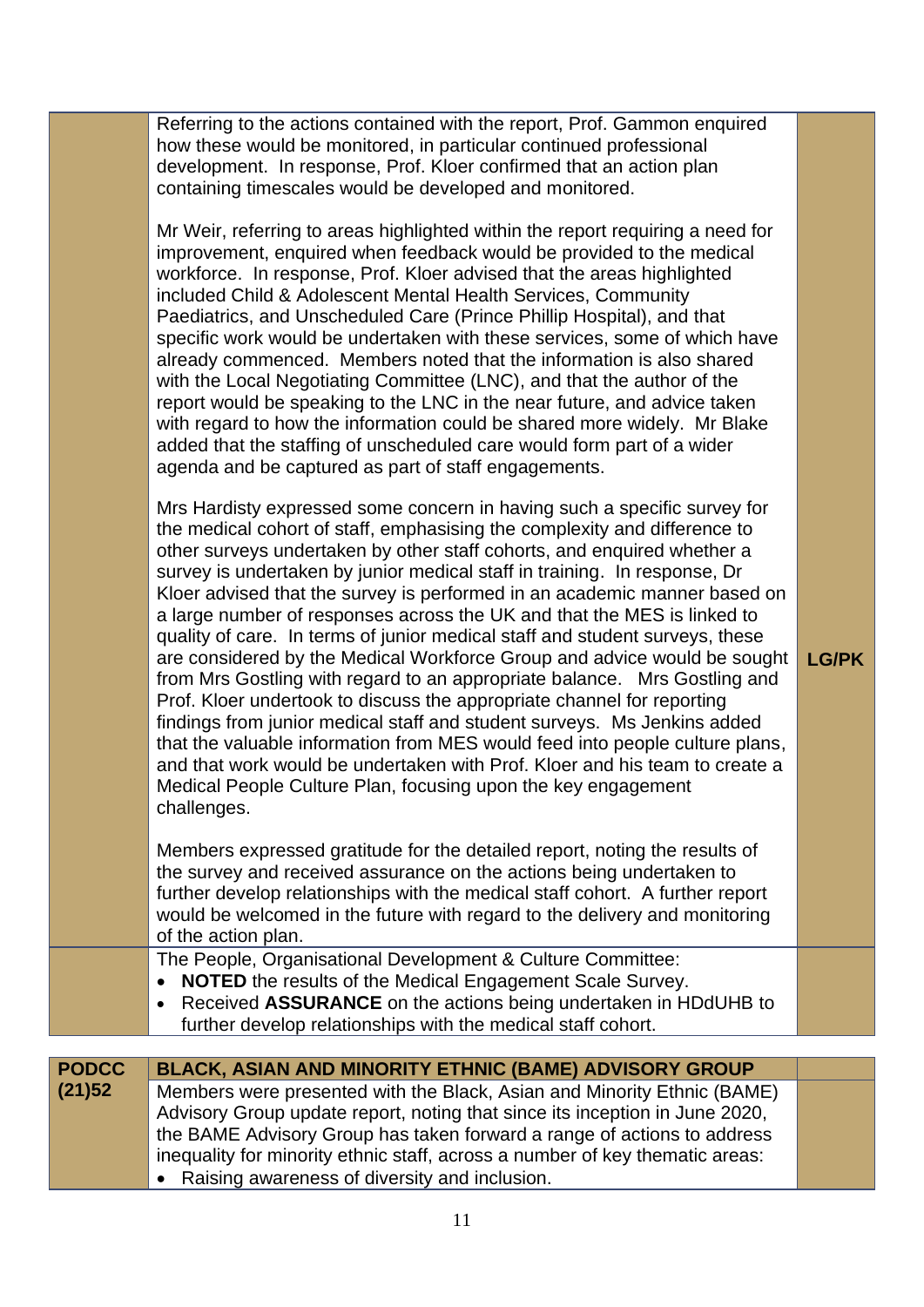| | | |
|---|---|---|
| | Referring to the actions contained with the report, Prof. Gammon enquired how these would be monitored, in particular continued professional development. In response, Prof. Kloer confirmed that an action plan containing timescales would be developed and monitored.<br><br>Mr Weir, referring to areas highlighted within the report requiring a need for improvement, enquired when feedback would be provided to the medical workforce. In response, Prof. Kloer advised that the areas highlighted included Child & Adolescent Mental Health Services, Community Paediatrics, and Unscheduled Care (Prince Phillip Hospital), and that specific work would be undertaken with these services, some of which have already commenced. Members noted that the information is also shared with the Local Negotiating Committee (LNC), and that the author of the report would be speaking to the LNC in the near future, and advice taken with regard to how the information could be shared more widely. Mr Blake added that the staffing of unscheduled care would form part of a wider agenda and be captured as part of staff engagements.<br><br>Mrs Hardisty expressed some concern in having such a specific survey for the medical cohort of staff, emphasising the complexity and difference to other surveys undertaken by other staff cohorts, and enquired whether a survey is undertaken by junior medical staff in training. In response, Dr Kloer advised that the survey is performed in an academic manner based on a large number of responses across the UK and that the MES is linked to quality of care. In terms of junior medical staff and student surveys, these are considered by the Medical Workforce Group and advice would be sought from Mrs Gostling with regard to an appropriate balance. Mrs Gostling and Prof. Kloer undertook to discuss the appropriate channel for reporting findings from junior medical staff and student surveys. Ms Jenkins added that the valuable information from MES would feed into people culture plans, and that work would be undertaken with Prof. Kloer and his team to create a Medical People Culture Plan, focusing upon the key engagement challenges.<br><br>Members expressed gratitude for the detailed report, noting the results of the survey and received assurance on the actions being undertaken to further develop relationships with the medical staff cohort. A further report would be welcomed in the future with regard to the delivery and monitoring of the action plan. | **LG/PK** |
| | The People, Organisational Development & Culture Committee:<br>• **NOTED** the results of the Medical Engagement Scale Survey.<br>• Received **ASSURANCE** on the actions being undertaken in HDdUHB to further develop relationships with the medical staff cohort. | |

| **PODCC (21)52** | **BLACK, ASIAN AND MINORITY ETHNIC (BAME) ADVISORY GROUP** | |
|---|---|---|
| | Members were presented with the Black, Asian and Minority Ethnic (BAME) Advisory Group update report, noting that since its inception in June 2020, the BAME Advisory Group has taken forward a range of actions to address inequality for minority ethnic staff, across a number of key thematic areas:<br>• Raising awareness of diversity and inclusion. | |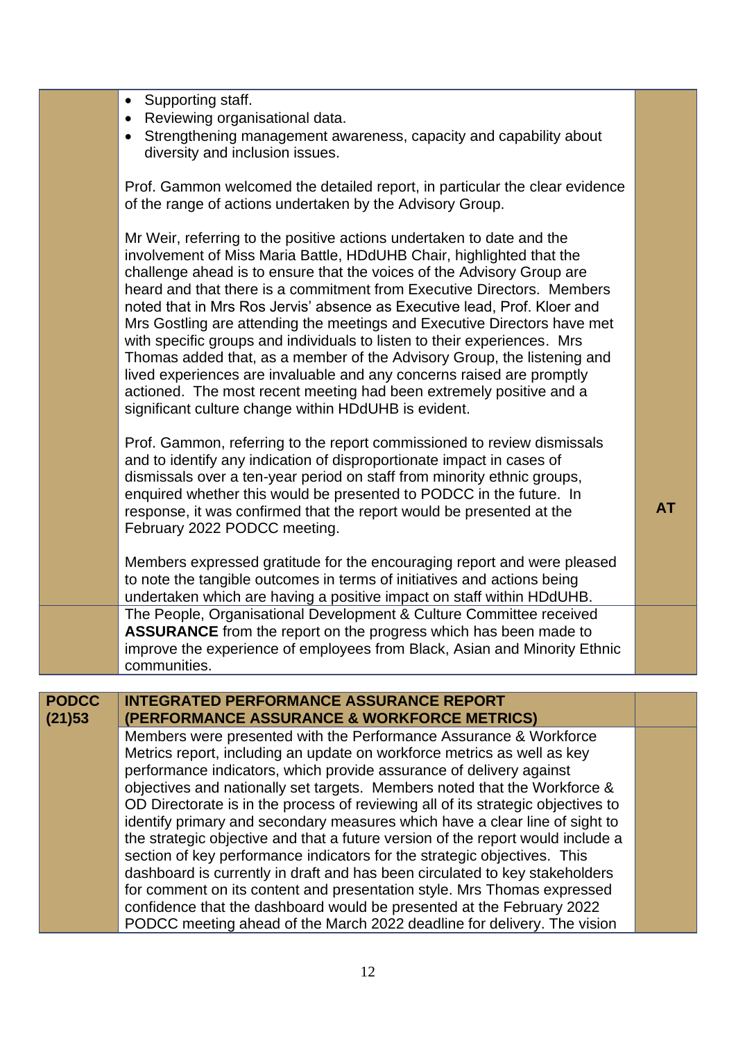| | | |
|---|---|---|
| | - Supporting staff.<br>- Reviewing organisational data.<br>- Strengthening management awareness, capacity and capability about diversity and inclusion issues.<br><br>Prof. Gammon welcomed the detailed report, in particular the clear evidence of the range of actions undertaken by the Advisory Group.<br><br>Mr Weir, referring to the positive actions undertaken to date and the involvement of Miss Maria Battle, HDdUHB Chair, highlighted that the challenge ahead is to ensure that the voices of the Advisory Group are heard and that there is a commitment from Executive Directors. Members noted that in Mrs Ros Jervis' absence as Executive lead, Prof. Kloer and Mrs Gostling are attending the meetings and Executive Directors have met with specific groups and individuals to listen to their experiences. Mrs Thomas added that, as a member of the Advisory Group, the listening and lived experiences are invaluable and any concerns raised are promptly actioned. The most recent meeting had been extremely positive and a significant culture change within HDdUHB is evident.<br><br>Prof. Gammon, referring to the report commissioned to review dismissals and to identify any indication of disproportionate impact in cases of dismissals over a ten-year period on staff from minority ethnic groups, enquired whether this would be presented to PODCC in the future. In response, it was confirmed that the report would be presented at the February 2022 PODCC meeting.<br><br>Members expressed gratitude for the encouraging report and were pleased to note the tangible outcomes in terms of initiatives and actions being undertaken which are having a positive impact on staff within HDdUHB. | **AT** |
| | The People, Organisational Development & Culture Committee received **ASSURANCE** from the report on the progress which has been made to improve the experience of employees from Black, Asian and Minority Ethnic communities. | |

| | | |
|---|---|---|
| **PODCC (21)53** | **INTEGRATED PERFORMANCE ASSURANCE REPORT (PERFORMANCE ASSURANCE & WORKFORCE METRICS)** | |
| | Members were presented with the Performance Assurance & Workforce Metrics report, including an update on workforce metrics as well as key performance indicators, which provide assurance of delivery against objectives and nationally set targets. Members noted that the Workforce & OD Directorate is in the process of reviewing all of its strategic objectives to identify primary and secondary measures which have a clear line of sight to the strategic objective and that a future version of the report would include a section of key performance indicators for the strategic objectives. This dashboard is currently in draft and has been circulated to key stakeholders for comment on its content and presentation style. Mrs Thomas expressed confidence that the dashboard would be presented at the February 2022 PODCC meeting ahead of the March 2022 deadline for delivery. The vision | |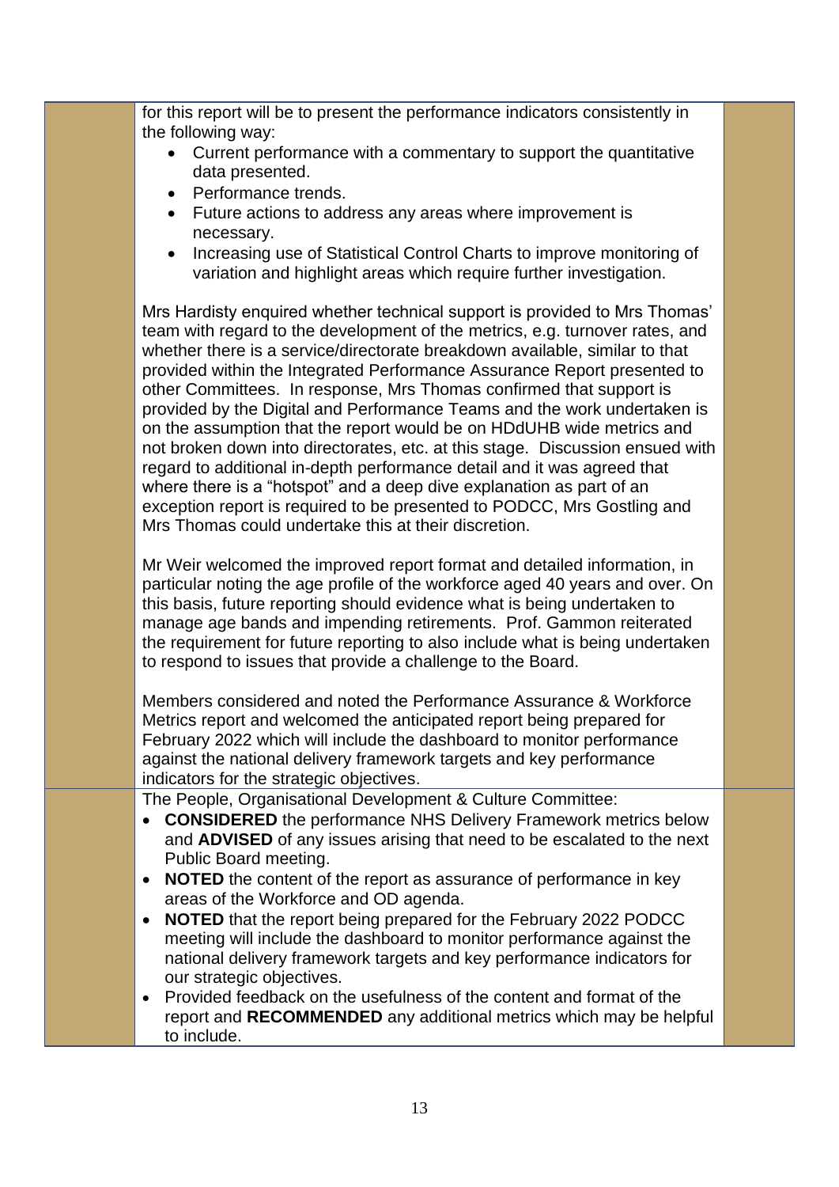for this report will be to present the performance indicators consistently in the following way:

- Current performance with a commentary to support the quantitative data presented.
- Performance trends.
- Future actions to address any areas where improvement is necessary.
- Increasing use of Statistical Control Charts to improve monitoring of variation and highlight areas which require further investigation.

Mrs Hardisty enquired whether technical support is provided to Mrs Thomas' team with regard to the development of the metrics, e.g. turnover rates, and whether there is a service/directorate breakdown available, similar to that provided within the Integrated Performance Assurance Report presented to other Committees. In response, Mrs Thomas confirmed that support is provided by the Digital and Performance Teams and the work undertaken is on the assumption that the report would be on HDdUHB wide metrics and not broken down into directorates, etc. at this stage. Discussion ensued with regard to additional in-depth performance detail and it was agreed that where there is a "hotspot" and a deep dive explanation as part of an exception report is required to be presented to PODCC, Mrs Gostling and Mrs Thomas could undertake this at their discretion.

Mr Weir welcomed the improved report format and detailed information, in particular noting the age profile of the workforce aged 40 years and over. On this basis, future reporting should evidence what is being undertaken to manage age bands and impending retirements. Prof. Gammon reiterated the requirement for future reporting to also include what is being undertaken to respond to issues that provide a challenge to the Board.

Members considered and noted the Performance Assurance & Workforce Metrics report and welcomed the anticipated report being prepared for February 2022 which will include the dashboard to monitor performance against the national delivery framework targets and key performance indicators for the strategic objectives.

The People, Organisational Development & Culture Committee:

- **CONSIDERED** the performance NHS Delivery Framework metrics below and **ADVISED** of any issues arising that need to be escalated to the next Public Board meeting.
- **NOTED** the content of the report as assurance of performance in key areas of the Workforce and OD agenda.
- **NOTED** that the report being prepared for the February 2022 PODCC meeting will include the dashboard to monitor performance against the national delivery framework targets and key performance indicators for our strategic objectives.
- Provided feedback on the usefulness of the content and format of the report and **RECOMMENDED** any additional metrics which may be helpful to include.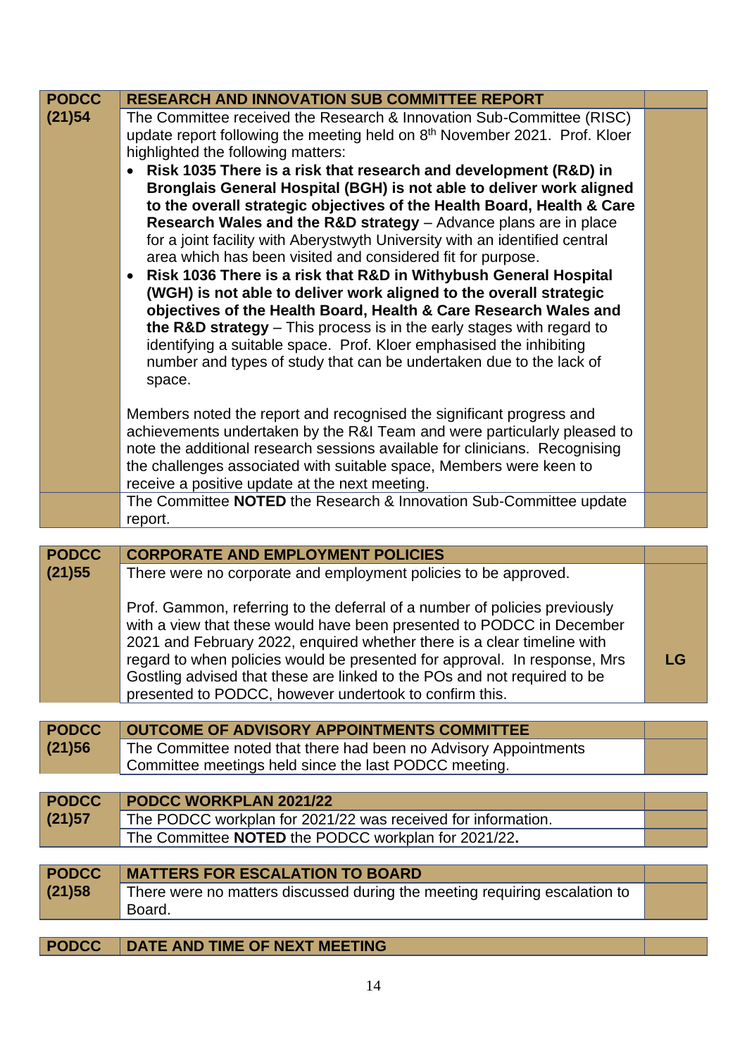| PODCC (21)54 | RESEARCH AND INNOVATION SUB COMMITTEE REPORT | |
|---|---|---|
| | The Committee received the Research & Innovation Sub-Committee (RISC) update report following the meeting held on 8th November 2021. Prof. Kloer highlighted the following matters:<br>• **Risk 1035 There is a risk that research and development (R&D) in Bronglais General Hospital (BGH) is not able to deliver work aligned to the overall strategic objectives of the Health Board, Health & Care Research Wales and the R&D strategy** – Advance plans are in place for a joint facility with Aberystwyth University with an identified central area which has been visited and considered fit for purpose.<br>• **Risk 1036 There is a risk that R&D in Withybush General Hospital (WGH) is not able to deliver work aligned to the overall strategic objectives of the Health Board, Health & Care Research Wales and the R&D strategy** – This process is in the early stages with regard to identifying a suitable space. Prof. Kloer emphasised the inhibiting number and types of study that can be undertaken due to the lack of space.<br><br>Members noted the report and recognised the significant progress and achievements undertaken by the R&I Team and were particularly pleased to note the additional research sessions available for clinicians. Recognising the challenges associated with suitable space, Members were keen to receive a positive update at the next meeting. | |
| | The Committee **NOTED** the Research & Innovation Sub-Committee update report. | |

| PODCC (21)55 | CORPORATE AND EMPLOYMENT POLICIES | |
|---|---|---|
| | There were no corporate and employment policies to be approved.<br><br>Prof. Gammon, referring to the deferral of a number of policies previously with a view that these would have been presented to PODCC in December 2021 and February 2022, enquired whether there is a clear timeline with regard to when policies would be presented for approval. In response, Mrs Gostling advised that these are linked to the POs and not required to be presented to PODCC, however undertook to confirm this. | LG |

| PODCC (21)56 | OUTCOME OF ADVISORY APPOINTMENTS COMMITTEE | |
|---|---|---|
| | The Committee noted that there had been no Advisory Appointments Committee meetings held since the last PODCC meeting. | |

| PODCC (21)57 | PODCC WORKPLAN 2021/22 | |
|---|---|---|
| | The PODCC workplan for 2021/22 was received for information. | |
| | The Committee **NOTED** the PODCC workplan for 2021/22**.** | |

| PODCC (21)58 | MATTERS FOR ESCALATION TO BOARD | |
|---|---|---|
| | There were no matters discussed during the meeting requiring escalation to Board. | |

| PODCC | DATE AND TIME OF NEXT MEETING | |
|---|---|---|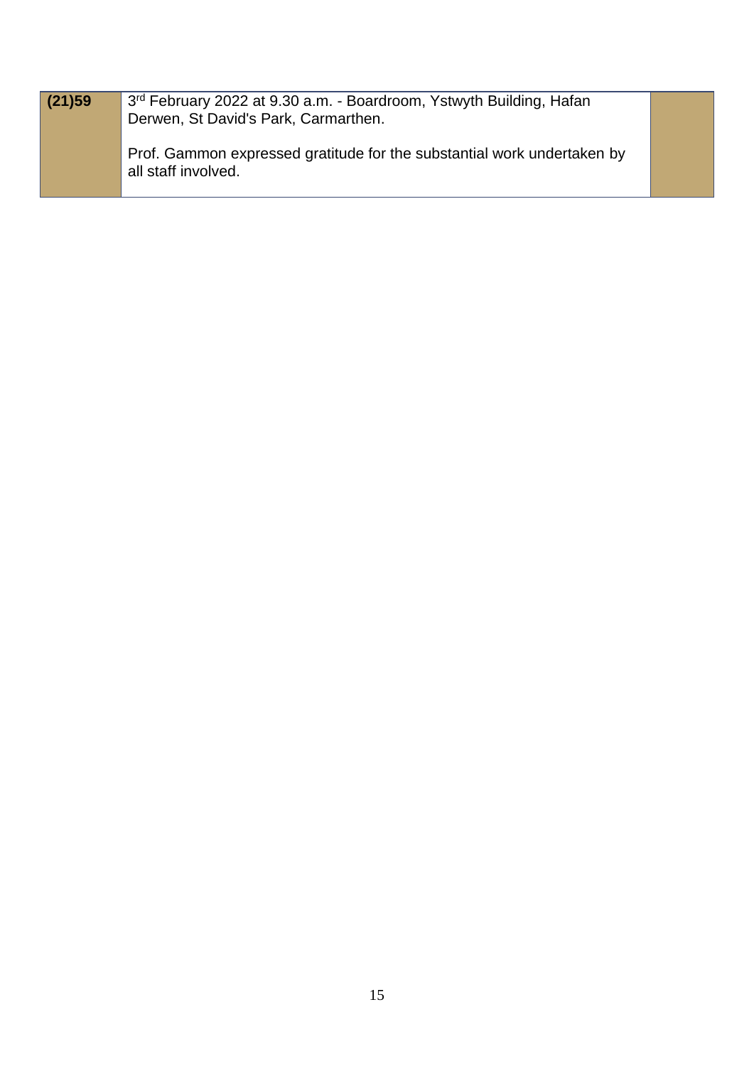| | | |
|---|---|---|
| **(21)59** | 3rd February 2022 at 9.30 a.m. - Boardroom, Ystwyth Building, Hafan Derwen, St David's Park, Carmarthen.<br><br>Prof. Gammon expressed gratitude for the substantial work undertaken by all staff involved. | |